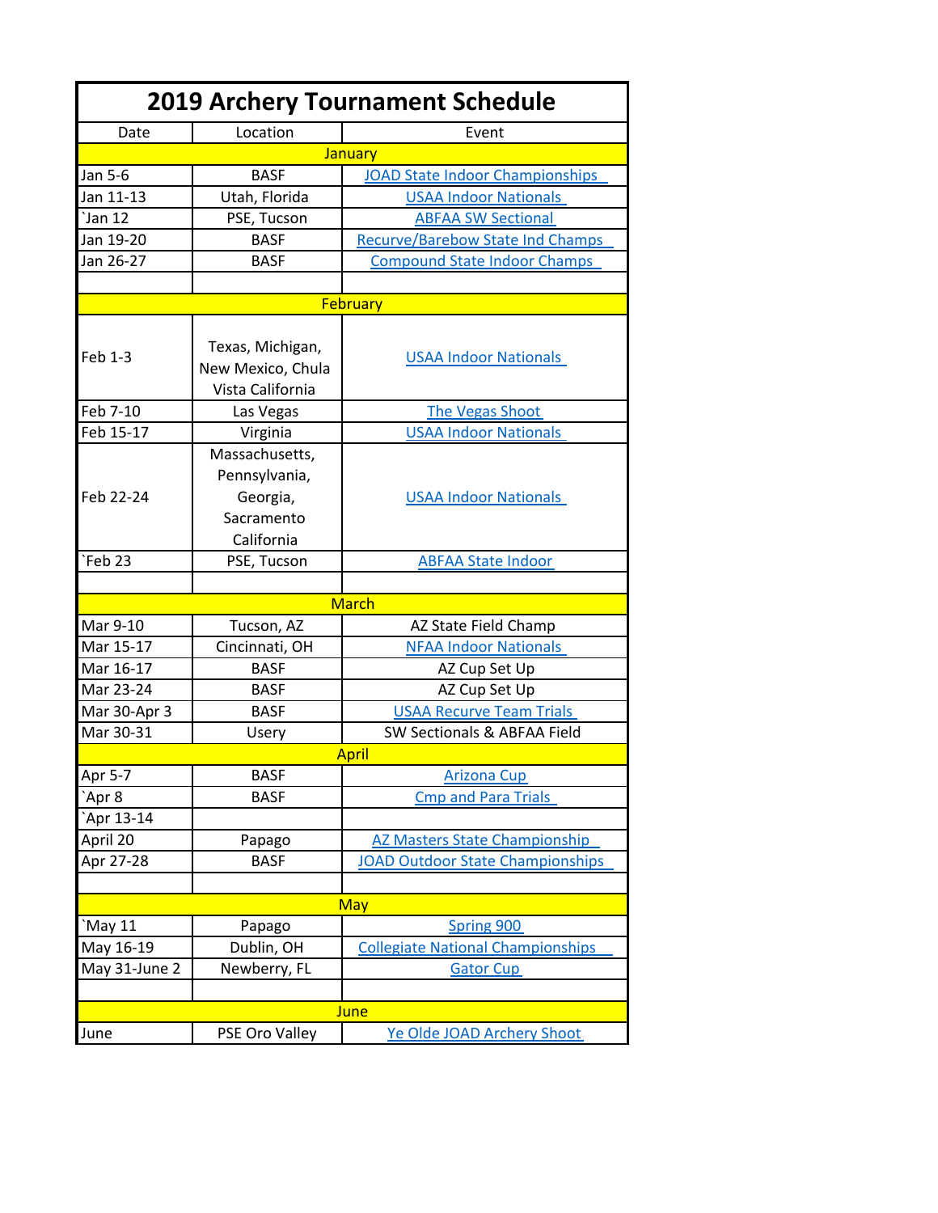# 2019 Archery Tournament Schedule

| Date | Location | Event |
|---|---|---|
| **January** | | |
| Jan 5-6 | BASF | JOAD State Indoor Championships |
| Jan 11-13 | Utah, Florida | USAA Indoor Nationals |
| `Jan 12 | PSE, Tucson | ABFAA SW Sectional |
| Jan 19-20 | BASF | Recurve/Barebow State Ind Champs |
| Jan 26-27 | BASF | Compound State Indoor Champs |
| | | |
| **February** | | |
| Feb 1-3 | Texas, Michigan, New Mexico, Chula Vista California | USAA Indoor Nationals |
| Feb 7-10 | Las Vegas | The Vegas Shoot |
| Feb 15-17 | Virginia | USAA Indoor Nationals |
| Feb 22-24 | Massachusetts, Pennsylvania, Georgia, Sacramento California | USAA Indoor Nationals |
| `Feb 23 | PSE, Tucson | ABFAA State Indoor |
| | | |
| **March** | | |
| Mar 9-10 | Tucson, AZ | AZ State Field Champ |
| Mar 15-17 | Cincinnati, OH | NFAA Indoor Nationals |
| Mar 16-17 | BASF | AZ Cup Set Up |
| Mar 23-24 | BASF | AZ Cup Set Up |
| Mar 30-Apr 3 | BASF | USAA Recurve Team Trials |
| Mar 30-31 | Usery | SW Sectionals & ABFAA Field |
| **April** | | |
| Apr 5-7 | BASF | Arizona Cup |
| `Apr 8 | BASF | Cmp and Para Trials |
| `Apr 13-14 | | |
| April 20 | Papago | AZ Masters State Championship |
| Apr 27-28 | BASF | JOAD Outdoor State Championships |
| | | |
| **May** | | |
| `May 11 | Papago | Spring 900 |
| May 16-19 | Dublin, OH | Collegiate National Championships |
| May 31-June 2 | Newberry, FL | Gator Cup |
| | | |
| **June** | | |
| June | PSE Oro Valley | Ye Olde JOAD Archery Shoot |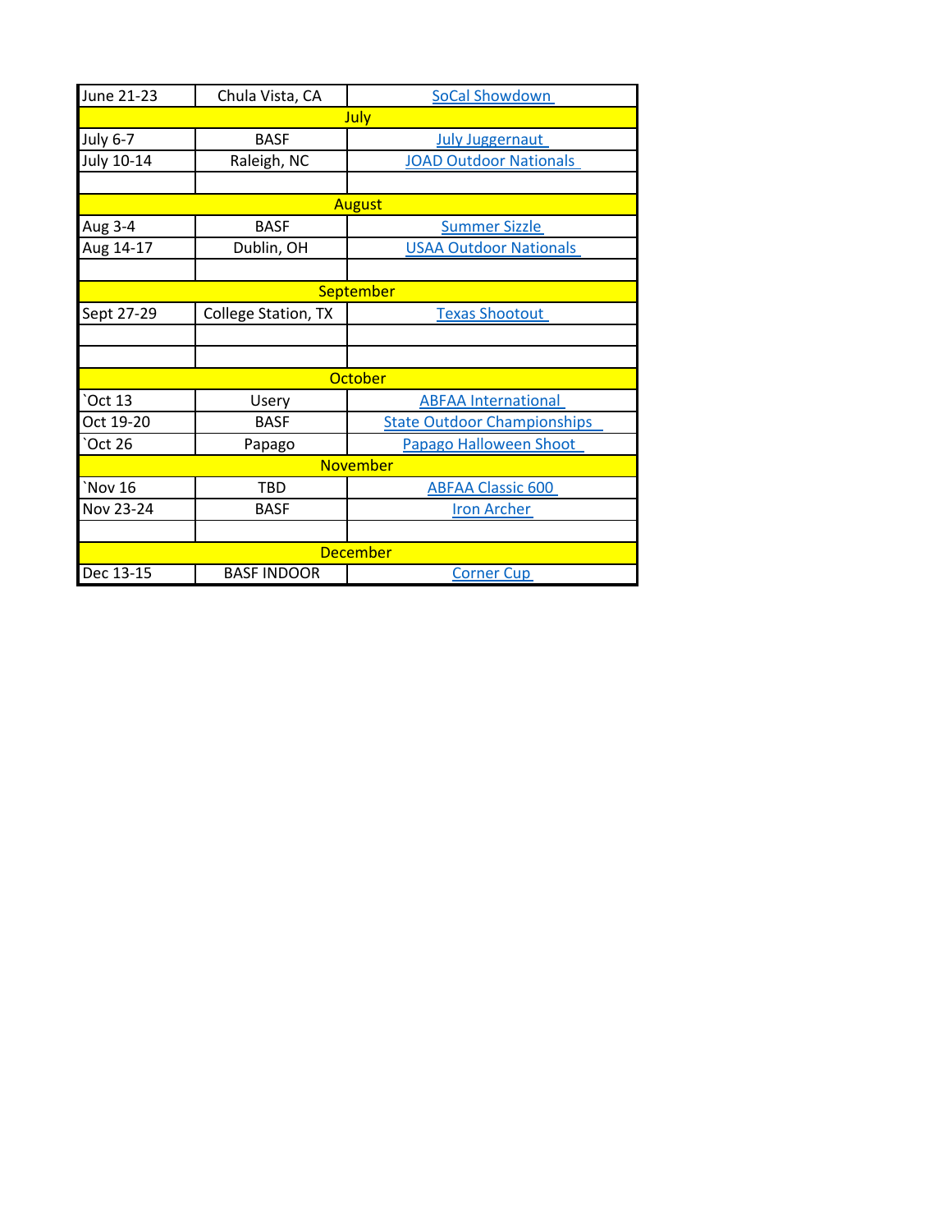| | | |
|---|---|---|
| June 21-23 | Chula Vista, CA | SoCal Showdown |
| July | | |
| July 6-7 | BASF | July Juggernaut |
| July 10-14 | Raleigh, NC | JOAD Outdoor Nationals |
| | | |
| August | | |
| Aug 3-4 | BASF | Summer Sizzle |
| Aug 14-17 | Dublin, OH | USAA Outdoor Nationals |
| | | |
| September | | |
| Sept 27-29 | College Station, TX | Texas Shootout |
| | | |
| | | |
| October | | |
| `Oct 13 | Usery | ABFAA International |
| Oct 19-20 | BASF | State Outdoor Championships |
| `Oct 26 | Papago | Papago Halloween Shoot |
| November | | |
| `Nov 16 | TBD | ABFAA Classic 600 |
| Nov 23-24 | BASF | Iron Archer |
| | | |
| December | | |
| Dec 13-15 | BASF INDOOR | Corner Cup |